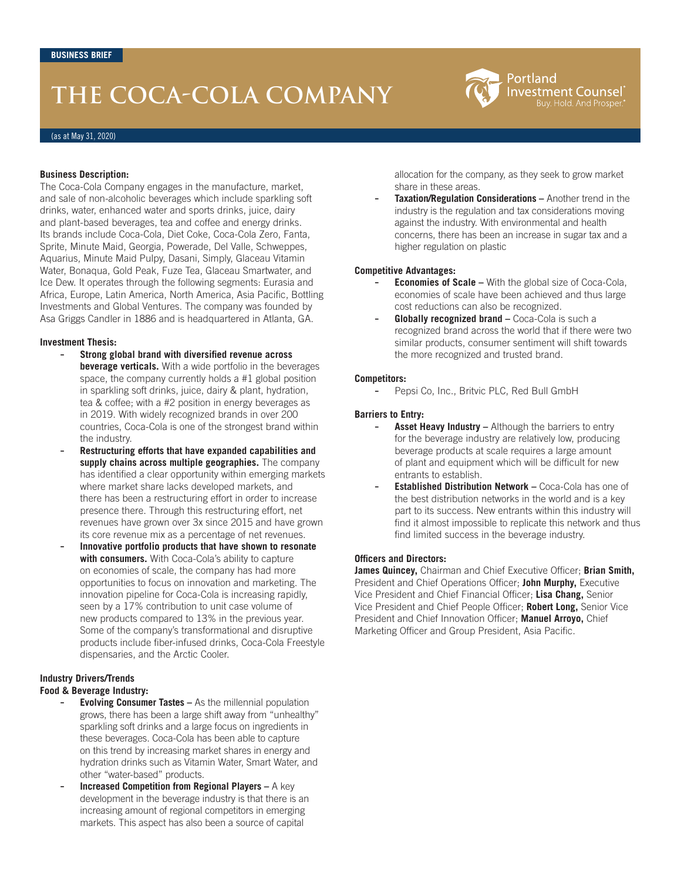BUSINESS BRIEF

# THE COCA-COLA COMPANY

Portland Investment Counsel® Buy. Hold. And Prosper.®

(as at May 31, 2020)

**Business Description:**

The Coca-Cola Company engages in the manufacture, market, and sale of non-alcoholic beverages which include sparkling soft drinks, water, enhanced water and sports drinks, juice, dairy and plant-based beverages, tea and coffee and energy drinks. Its brands include Coca-Cola, Diet Coke, Coca-Cola Zero, Fanta, Sprite, Minute Maid, Georgia, Powerade, Del Valle, Schweppes, Aquarius, Minute Maid Pulpy, Dasani, Simply, Glaceau Vitamin Water, Bonaqua, Gold Peak, Fuze Tea, Glaceau Smartwater, and Ice Dew. It operates through the following segments: Eurasia and Africa, Europe, Latin America, North America, Asia Pacific, Bottling Investments and Global Ventures. The company was founded by Asa Griggs Candler in 1886 and is headquartered in Atlanta, GA.

**Investment Thesis:**

- **Strong global brand with diversified revenue across beverage verticals.** With a wide portfolio in the beverages space, the company currently holds a #1 global position in sparkling soft drinks, juice, dairy & plant, hydration, tea & coffee; with a #2 position in energy beverages as in 2019. With widely recognized brands in over 200 countries, Coca-Cola is one of the strongest brand within the industry.
- **Restructuring efforts that have expanded capabilities and supply chains across multiple geographies.** The company has identified a clear opportunity within emerging markets where market share lacks developed markets, and there has been a restructuring effort in order to increase presence there. Through this restructuring effort, net revenues have grown over 3x since 2015 and have grown its core revenue mix as a percentage of net revenues.
- **Innovative portfolio products that have shown to resonate with consumers.** With Coca-Cola's ability to capture on economies of scale, the company has had more opportunities to focus on innovation and marketing. The innovation pipeline for Coca-Cola is increasing rapidly, seen by a 17% contribution to unit case volume of new products compared to 13% in the previous year. Some of the company's transformational and disruptive products include fiber-infused drinks, Coca-Cola Freestyle dispensaries, and the Arctic Cooler.

**Industry Drivers/Trends**

**Food & Beverage Industry:**

- **Evolving Consumer Tastes –** As the millennial population grows, there has been a large shift away from "unhealthy" sparkling soft drinks and a large focus on ingredients in these beverages. Coca-Cola has been able to capture on this trend by increasing market shares in energy and hydration drinks such as Vitamin Water, Smart Water, and other "water-based" products.
- **Increased Competition from Regional Players –** A key development in the beverage industry is that there is an increasing amount of regional competitors in emerging markets. This aspect has also been a source of capital allocation for the company, as they seek to grow market share in these areas.
- **Taxation/Regulation Considerations –** Another trend in the industry is the regulation and tax considerations moving against the industry. With environmental and health concerns, there has been an increase in sugar tax and a higher regulation on plastic

**Competitive Advantages:**

- **Economies of Scale –** With the global size of Coca-Cola, economies of scale have been achieved and thus large cost reductions can also be recognized.
- **Globally recognized brand –** Coca-Cola is such a recognized brand across the world that if there were two similar products, consumer sentiment will shift towards the more recognized and trusted brand.

**Competitors:**

- Pepsi Co, Inc., Britvic PLC, Red Bull GmbH

**Barriers to Entry:**

- **Asset Heavy Industry –** Although the barriers to entry for the beverage industry are relatively low, producing beverage products at scale requires a large amount of plant and equipment which will be difficult for new entrants to establish.
- **Established Distribution Network –** Coca-Cola has one of the best distribution networks in the world and is a key part to its success. New entrants within this industry will find it almost impossible to replicate this network and thus find limited success in the beverage industry.

**Officers and Directors:**

**James Quincey,** Chairman and Chief Executive Officer; **Brian Smith,** President and Chief Operations Officer; **John Murphy,** Executive Vice President and Chief Financial Officer; **Lisa Chang,** Senior Vice President and Chief People Officer; **Robert Long,** Senior Vice President and Chief Innovation Officer; **Manuel Arroyo,** Chief Marketing Officer and Group President, Asia Pacific.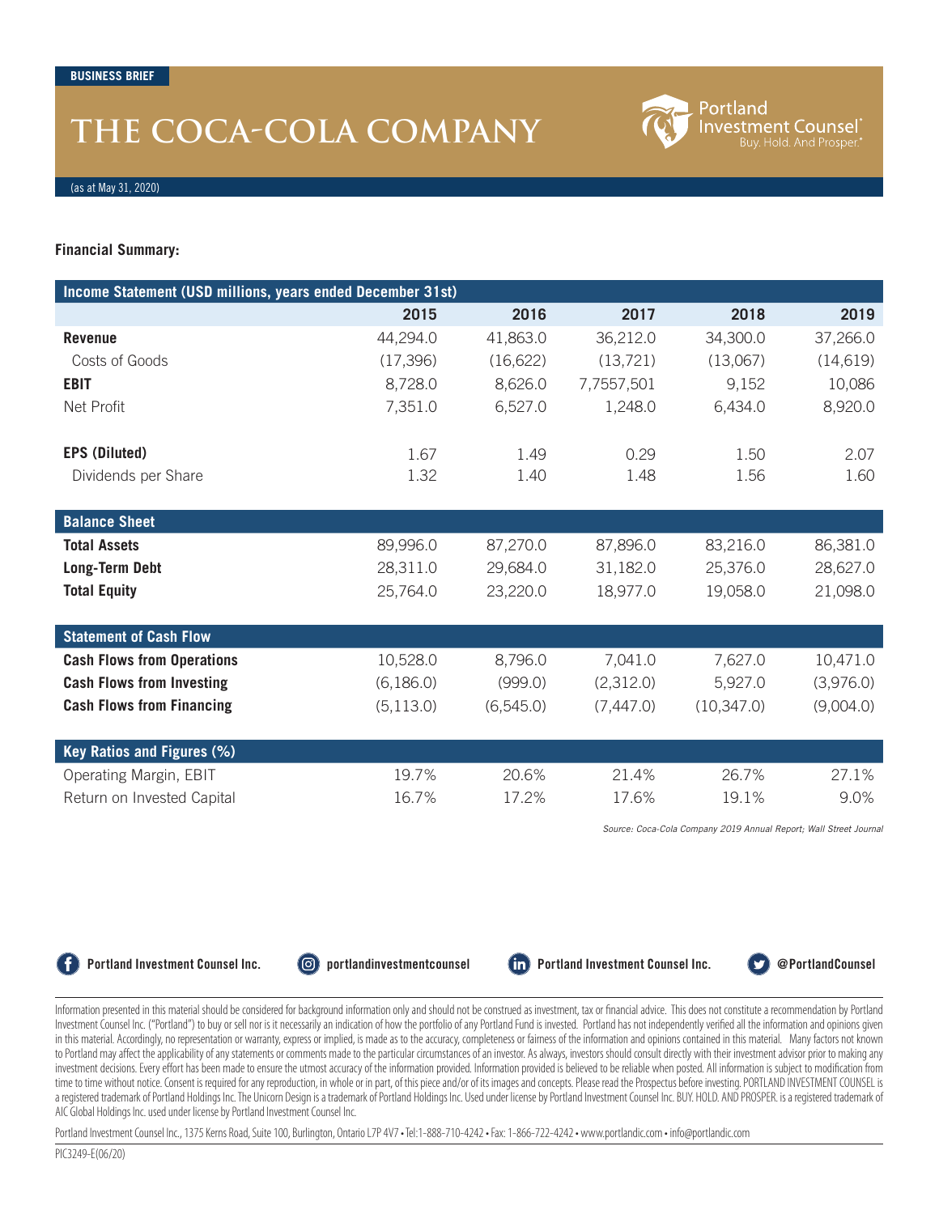BUSINESS BRIEF

# THE COCA-COLA COMPANY

Portland Investment Counsel®
Buy. Hold. And Prosper.®

(as at May 31, 2020)

**Financial Summary:**

| Income Statement (USD millions, years ended December 31st) | 2015 | 2016 | 2017 | 2018 | 2019 |
|---|---|---|---|---|---|
| **Revenue** | 44,294.0 | 41,863.0 | 36,212.0 | 34,300.0 | 37,266.0 |
| Costs of Goods | (17,396) | (16,622) | (13,721) | (13,067) | (14,619) |
| **EBIT** | 8,728.0 | 8,626.0 | 7,7557,501 | 9,152 | 10,086 |
| Net Profit | 7,351.0 | 6,527.0 | 1,248.0 | 6,434.0 | 8,920.0 |
| | | | | | |
| **EPS (Diluted)** | 1.67 | 1.49 | 0.29 | 1.50 | 2.07 |
| Dividends per Share | 1.32 | 1.40 | 1.48 | 1.56 | 1.60 |
| **Balance Sheet** | | | | | |
| **Total Assets** | 89,996.0 | 87,270.0 | 87,896.0 | 83,216.0 | 86,381.0 |
| **Long-Term Debt** | 28,311.0 | 29,684.0 | 31,182.0 | 25,376.0 | 28,627.0 |
| **Total Equity** | 25,764.0 | 23,220.0 | 18,977.0 | 19,058.0 | 21,098.0 |
| **Statement of Cash Flow** | | | | | |
| **Cash Flows from Operations** | 10,528.0 | 8,796.0 | 7,041.0 | 7,627.0 | 10,471.0 |
| **Cash Flows from Investing** | (6,186.0) | (999.0) | (2,312.0) | 5,927.0 | (3,976.0) |
| **Cash Flows from Financing** | (5,113.0) | (6,545.0) | (7,447.0) | (10,347.0) | (9,004.0) |
| **Key Ratios and Figures (%)** | | | | | |
| Operating Margin, EBIT | 19.7% | 20.6% | 21.4% | 26.7% | 27.1% |
| Return on Invested Capital | 16.7% | 17.2% | 17.6% | 19.1% | 9.0% |

*Source: Coca-Cola Company 2019 Annual Report; Wall Street Journal*

Portland Investment Counsel Inc. | portlandinvestmentcounsel | Portland Investment Counsel Inc. | @PortlandCounsel

Information presented in this material should be considered for background information only and should not be construed as investment, tax or financial advice. This does not constitute a recommendation by Portland Investment Counsel Inc. ("Portland") to buy or sell nor is it necessarily an indication of how the portfolio of any Portland Fund is invested. Portland has not independently verified all the information and opinions given in this material. Accordingly, no representation or warranty, express or implied, is made as to the accuracy, completeness or fairness of the information and opinions contained in this material. Many factors not known to Portland may affect the applicability of any statements or comments made to the particular circumstances of an investor. As always, investors should consult directly with their investment advisor prior to making any investment decisions. Every effort has been made to ensure the utmost accuracy of the information provided. Information provided is believed to be reliable when posted. All information is subject to modification from time to time without notice. Consent is required for any reproduction, in whole or in part, of this piece and/or of its images and concepts. Please read the Prospectus before investing. PORTLAND INVESTMENT COUNSEL is a registered trademark of Portland Holdings Inc. The Unicorn Design is a trademark of Portland Holdings Inc. Used under license by Portland Investment Counsel Inc. BUY. HOLD. AND PROSPER. is a registered trademark of AIC Global Holdings Inc. used under license by Portland Investment Counsel Inc.

Portland Investment Counsel Inc., 1375 Kerns Road, Suite 100, Burlington, Ontario L7P 4V7 • Tel:1-888-710-4242 • Fax: 1-866-722-4242 • www.portlandic.com • info@portlandic.com

PIC3249-E(06/20)